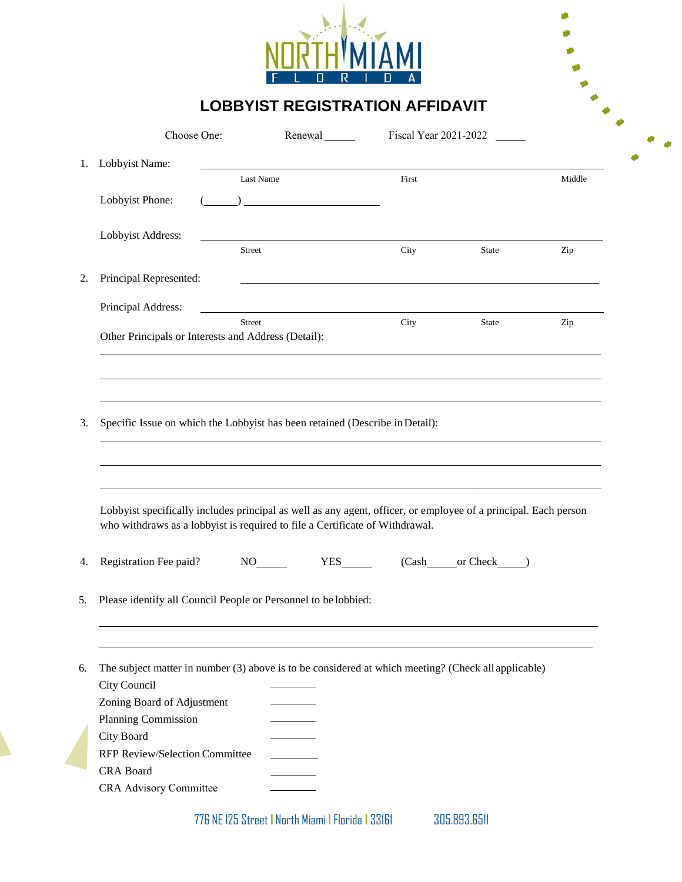NORTH MIAMI
FLORIDA

# LOBBYIST REGISTRATION AFFIDAVIT

Choose One: Renewal ______ Fiscal Year 2021-2022 ______

1. Lobbyist Name: ____________________________________________
   Last Name First Middle

   Lobbyist Phone: (______) ________________________

   Lobbyist Address: ____________________________________________
   Street City State Zip

2. Principal Represented: ____________________________________________

   Principal Address: ____________________________________________
   Street City State Zip

   Other Principals or Interests and Address (Detail):

   ____________________________________________

   ____________________________________________

   ____________________________________________

3. Specific Issue on which the Lobbyist has been retained (Describe in Detail):

   ____________________________________________

   ____________________________________________

   ____________________________________________

   Lobbyist specifically includes principal as well as any agent, officer, or employee of a principal. Each person who withdraws as a lobbyist is required to file a Certificate of Withdrawal.

4. Registration Fee paid? NO______ YES______ (Cash______or Check______)

5. Please identify all Council People or Personnel to be lobbied:

   ____________________________________________

   ____________________________________________

6. The subject matter in number (3) above is to be considered at which meeting? (Check all applicable)

   City Council ________
   Zoning Board of Adjustment ________
   Planning Commission ________
   City Board ________
   RFP Review/Selection Committee ________
   CRA Board ________
   CRA Advisory Committee ________

776 NE 125 Street | North Miami | Florida | 33161 305.893.6511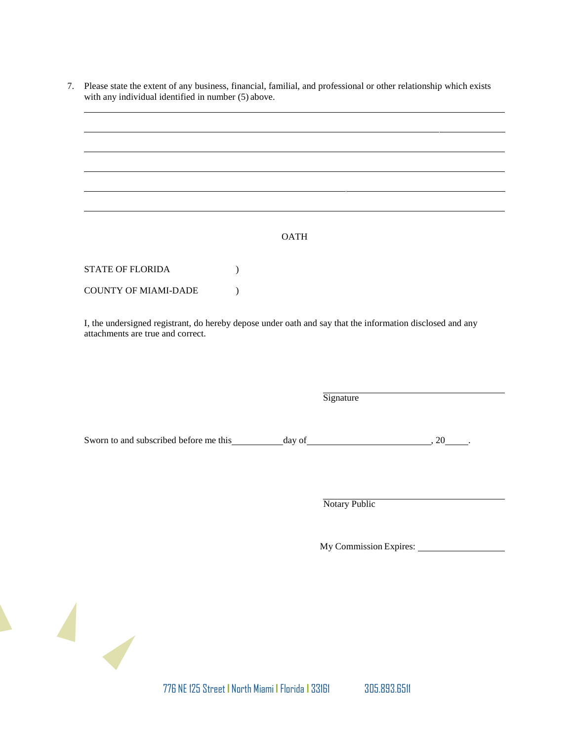7. Please state the extent of any business, financial, familial, and professional or other relationship which exists with any individual identified in number (5) above.

\_\_\_\_\_\_\_\_\_\_\_\_\_\_\_\_\_\_\_\_\_\_\_\_\_\_\_\_\_\_\_\_\_\_\_\_\_\_\_\_\_\_\_\_\_\_\_\_\_\_\_\_\_\_\_\_\_\_\_\_\_\_\_\_\_\_\_\_\_\_\_\_\_\_\_\_\_\_

\_\_\_\_\_\_\_\_\_\_\_\_\_\_\_\_\_\_\_\_\_\_\_\_\_\_\_\_\_\_\_\_\_\_\_\_\_\_\_\_\_\_\_\_\_\_\_\_\_\_\_\_\_\_\_\_\_\_\_\_\_\_\_\_\_\_\_\_\_\_\_\_\_\_\_\_\_\_

\_\_\_\_\_\_\_\_\_\_\_\_\_\_\_\_\_\_\_\_\_\_\_\_\_\_\_\_\_\_\_\_\_\_\_\_\_\_\_\_\_\_\_\_\_\_\_\_\_\_\_\_\_\_\_\_\_\_\_\_\_\_\_\_\_\_\_\_\_\_\_\_\_\_\_\_\_\_

\_\_\_\_\_\_\_\_\_\_\_\_\_\_\_\_\_\_\_\_\_\_\_\_\_\_\_\_\_\_\_\_\_\_\_\_\_\_\_\_\_\_\_\_\_\_\_\_\_\_\_\_\_\_\_\_\_\_\_\_\_\_\_\_\_\_\_\_\_\_\_\_\_\_\_\_\_\_

\_\_\_\_\_\_\_\_\_\_\_\_\_\_\_\_\_\_\_\_\_\_\_\_\_\_\_\_\_\_\_\_\_\_\_\_\_\_\_\_\_\_\_\_\_\_\_\_\_\_\_\_\_\_\_\_\_\_\_\_\_\_\_\_\_\_\_\_\_\_\_\_\_\_\_\_\_\_

\_\_\_\_\_\_\_\_\_\_\_\_\_\_\_\_\_\_\_\_\_\_\_\_\_\_\_\_\_\_\_\_\_\_\_\_\_\_\_\_\_\_\_\_\_\_\_\_\_\_\_\_\_\_\_\_\_\_\_\_\_\_\_\_\_\_\_\_\_\_\_\_\_\_\_\_\_\_

## OATH

STATE OF FLORIDA )

COUNTY OF MIAMI-DADE )

I, the undersigned registrant, do hereby depose under oath and say that the information disclosed and any attachments are true and correct.

\_\_\_\_\_\_\_\_\_\_\_\_\_\_\_\_\_\_\_\_\_\_\_\_\_\_\_\_\_\_

Signature

Sworn to and subscribed before me this\_\_\_\_\_\_\_\_\_\_day of\_\_\_\_\_\_\_\_\_\_\_\_\_\_\_\_\_\_\_\_\_\_\_\_, 20\_\_\_\_\_.

\_\_\_\_\_\_\_\_\_\_\_\_\_\_\_\_\_\_\_\_\_\_\_\_\_\_\_\_\_\_

Notary Public

My Commission Expires: \_\_\_\_\_\_\_\_\_\_\_\_\_\_\_\_\_\_

776 NE 125 Street | North Miami | Florida | 33161 305.893.6511